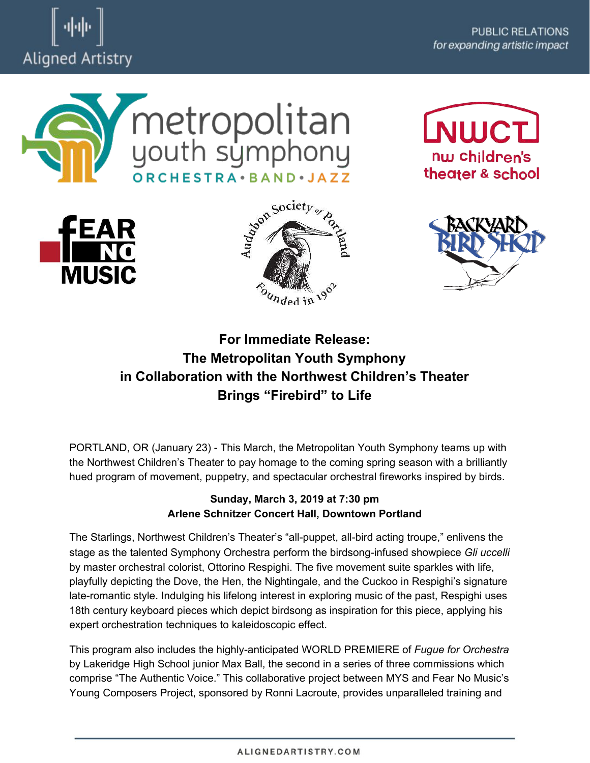# For Immediate Release:
# The Metropolitan Youth Symphony in Collaboration with the Northwest Children's Theater Brings "Firebird" to Life

PORTLAND, OR (January 23) - This March, the Metropolitan Youth Symphony teams up with the Northwest Children's Theater to pay homage to the coming spring season with a brilliantly hued program of movement, puppetry, and spectacular orchestral fireworks inspired by birds.

**Sunday, March 3, 2019 at 7:30 pm**
**Arlene Schnitzer Concert Hall, Downtown Portland**

The Starlings, Northwest Children's Theater's "all-puppet, all-bird acting troupe," enlivens the stage as the talented Symphony Orchestra perform the birdsong-infused showpiece *Gli uccelli* by master orchestral colorist, Ottorino Respighi. The five movement suite sparkles with life, playfully depicting the Dove, the Hen, the Nightingale, and the Cuckoo in Respighi's signature late-romantic style. Indulging his lifelong interest in exploring music of the past, Respighi uses 18th century keyboard pieces which depict birdsong as inspiration for this piece, applying his expert orchestration techniques to kaleidoscopic effect.

This program also includes the highly-anticipated WORLD PREMIERE of *Fugue for Orchestra* by Lakeridge High School junior Max Ball, the second in a series of three commissions which comprise "The Authentic Voice." This collaborative project between MYS and Fear No Music's Young Composers Project, sponsored by Ronni Lacroute, provides unparalleled training and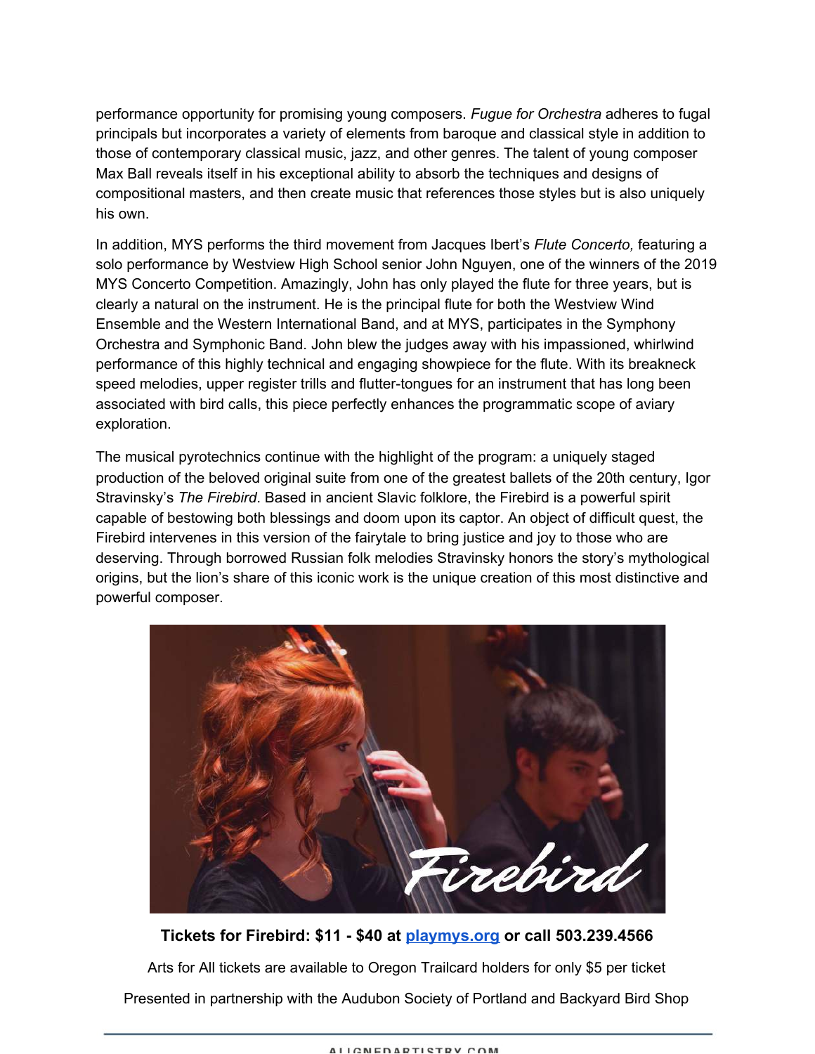performance opportunity for promising young composers. *Fugue for Orchestra* adheres to fugal principals but incorporates a variety of elements from baroque and classical style in addition to those of contemporary classical music, jazz, and other genres. The talent of young composer Max Ball reveals itself in his exceptional ability to absorb the techniques and designs of compositional masters, and then create music that references those styles but is also uniquely his own.

In addition, MYS performs the third movement from Jacques Ibert's *Flute Concerto,* featuring a solo performance by Westview High School senior John Nguyen, one of the winners of the 2019 MYS Concerto Competition. Amazingly, John has only played the flute for three years, but is clearly a natural on the instrument. He is the principal flute for both the Westview Wind Ensemble and the Western International Band, and at MYS, participates in the Symphony Orchestra and Symphonic Band. John blew the judges away with his impassioned, whirlwind performance of this highly technical and engaging showpiece for the flute. With its breakneck speed melodies, upper register trills and flutter-tongues for an instrument that has long been associated with bird calls, this piece perfectly enhances the programmatic scope of aviary exploration.

The musical pyrotechnics continue with the highlight of the program: a uniquely staged production of the beloved original suite from one of the greatest ballets of the 20th century, Igor Stravinsky's *The Firebird*. Based in ancient Slavic folklore, the Firebird is a powerful spirit capable of bestowing both blessings and doom upon its captor. An object of difficult quest, the Firebird intervenes in this version of the fairytale to bring justice and joy to those who are deserving. Through borrowed Russian folk melodies Stravinsky honors the story's mythological origins, but the lion's share of this iconic work is the unique creation of this most distinctive and powerful composer.

**Tickets for Firebird: $11 - $40 at [playmys.org](playmys.org) or call 503.239.4566**

Arts for All tickets are available to Oregon Trailcard holders for only $5 per ticket

Presented in partnership with the Audubon Society of Portland and Backyard Bird Shop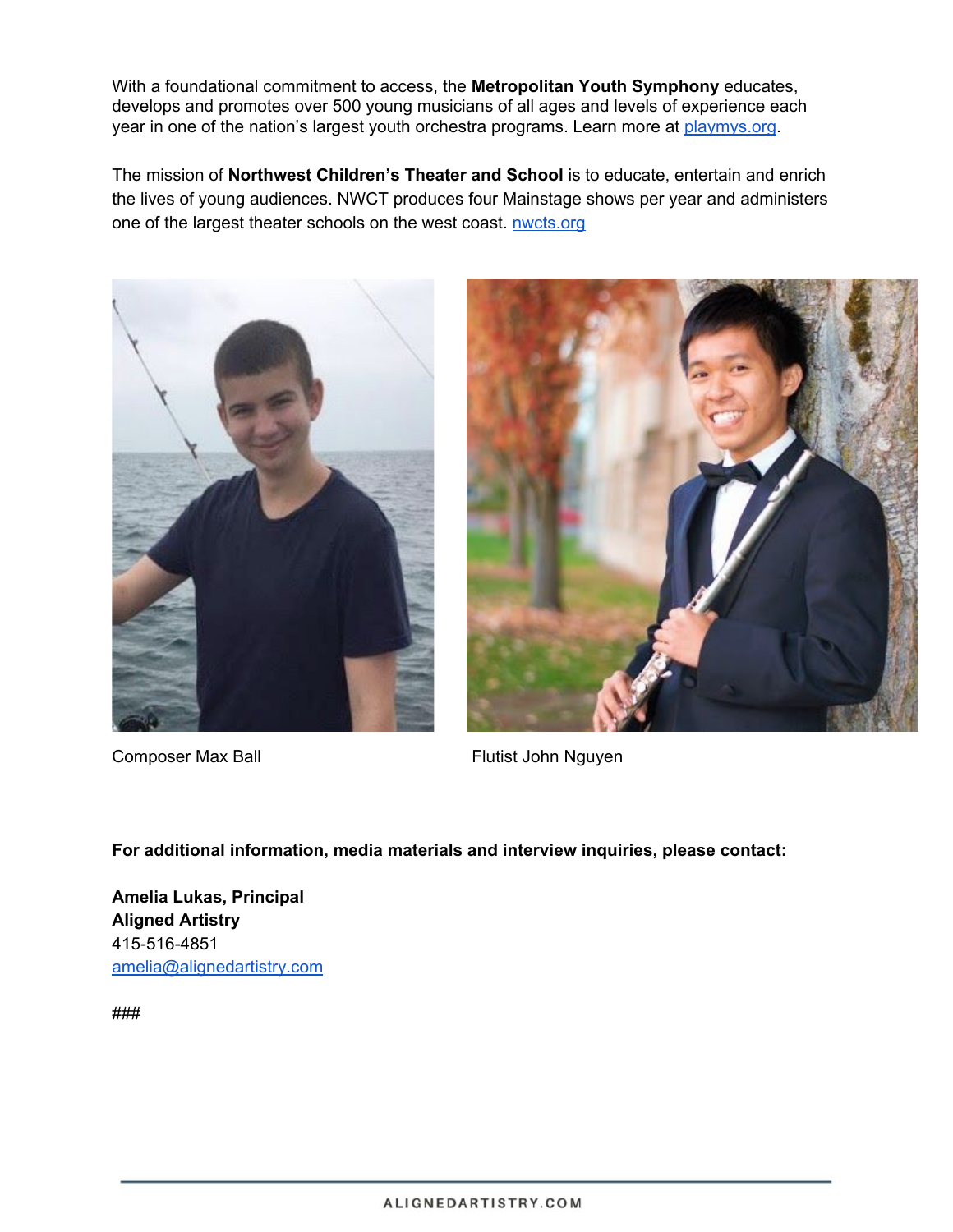With a foundational commitment to access, the **Metropolitan Youth Symphony** educates, develops and promotes over 500 young musicians of all ages and levels of experience each year in one of the nation's largest youth orchestra programs. Learn more at [playmys.org](playmys.org).

The mission of **Northwest Children's Theater and School** is to educate, entertain and enrich the lives of young audiences. NWCT produces four Mainstage shows per year and administers one of the largest theater schools on the west coast. [nwcts.org](nwcts.org)

Composer Max Ball

Flutist John Nguyen

**For additional information, media materials and interview inquiries, please contact:**

**Amelia Lukas, Principal**
**Aligned Artistry**
415-516-4851
[amelia@alignedartistry.com](mailto:amelia@alignedartistry.com)

###